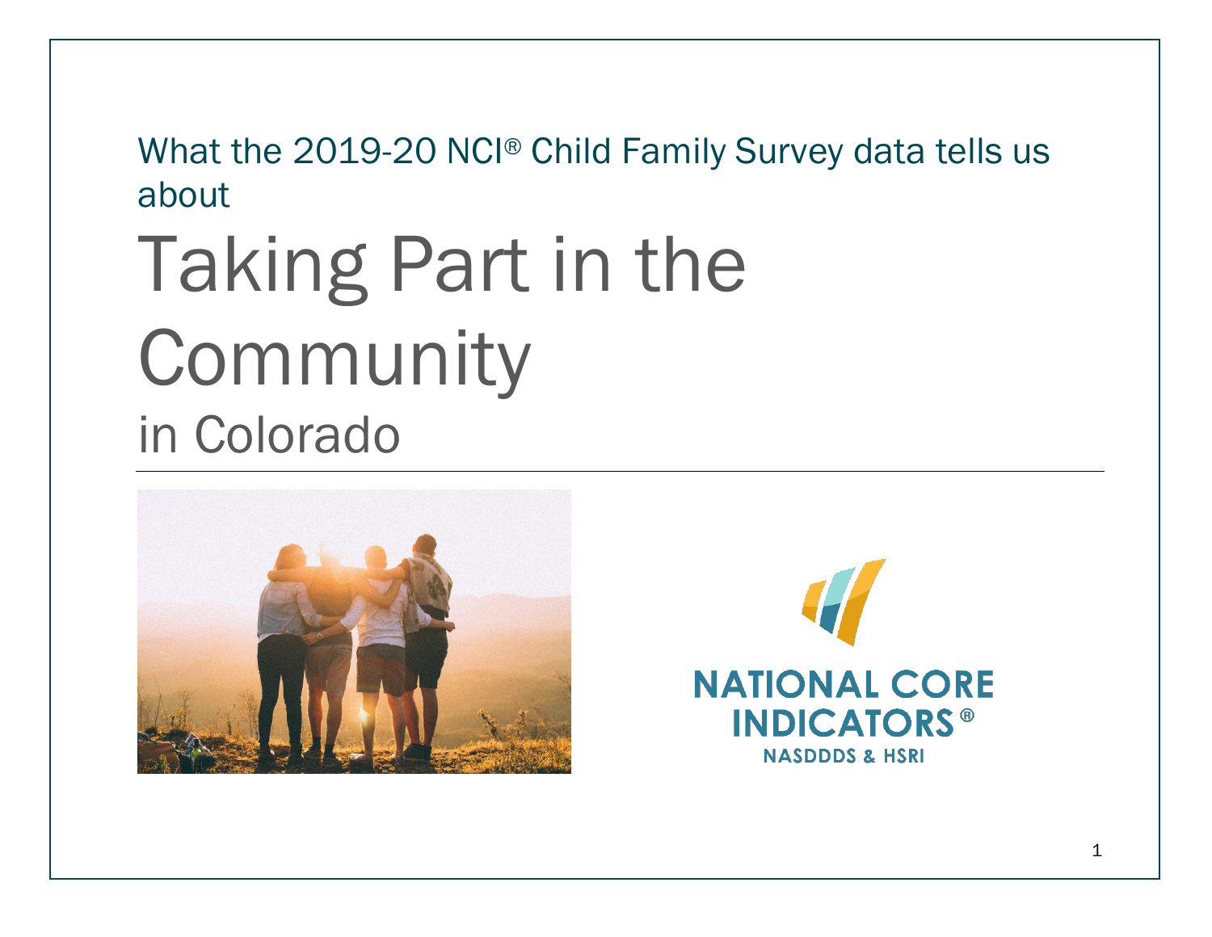What the 2019-20 NCI® Child Family Survey data tells us about

# Taking Part in the Community

## in Colorado

NATIONAL CORE INDICATORS®

NASDDDS & HSRI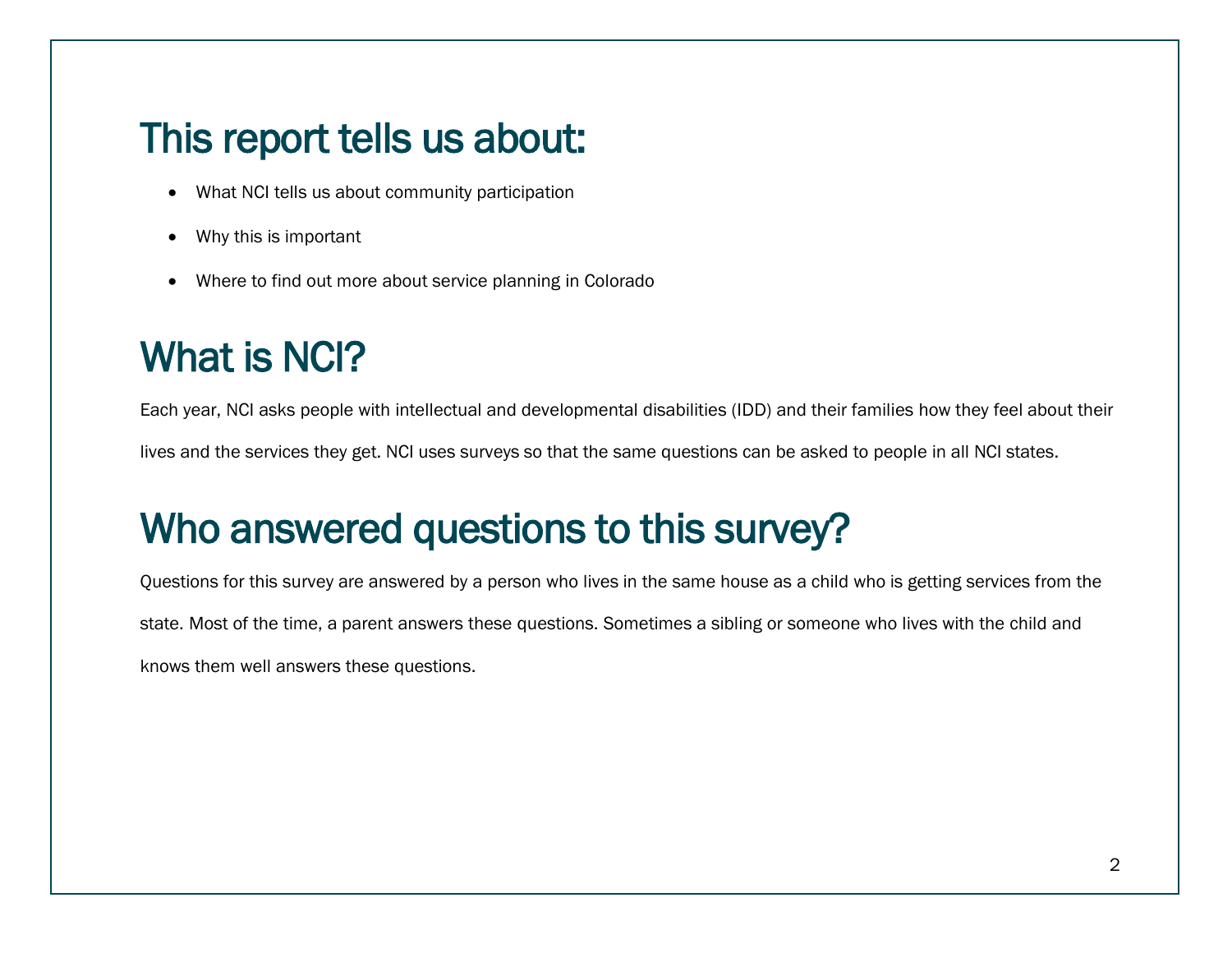## This report tells us about:

- What NCI tells us about community participation
- Why this is important
- Where to find out more about service planning in Colorado

## What is NCI?

Each year, NCI asks people with intellectual and developmental disabilities (IDD) and their families how they feel about their lives and the services they get. NCI uses surveys so that the same questions can be asked to people in all NCI states.

## Who answered questions to this survey?

Questions for this survey are answered by a person who lives in the same house as a child who is getting services from the state. Most of the time, a parent answers these questions. Sometimes a sibling or someone who lives with the child and knows them well answers these questions.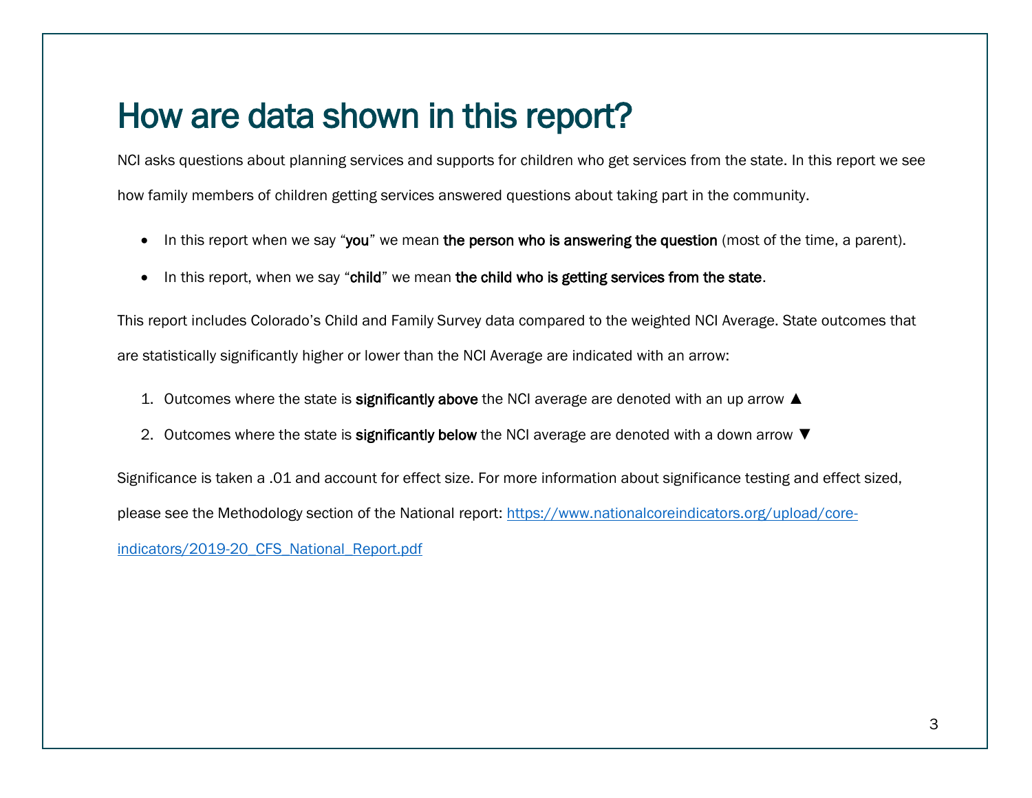# How are data shown in this report?

NCI asks questions about planning services and supports for children who get services from the state. In this report we see how family members of children getting services answered questions about taking part in the community.

- In this report when we say "**you**" we mean **the person who is answering the question** (most of the time, a parent).
- In this report, when we say "**child**" we mean **the child who is getting services from the state**.

This report includes Colorado's Child and Family Survey data compared to the weighted NCI Average. State outcomes that are statistically significantly higher or lower than the NCI Average are indicated with an arrow:

1. Outcomes where the state is **significantly above** the NCI average are denoted with an up arrow ▲
2. Outcomes where the state is **significantly below** the NCI average are denoted with a down arrow ▼

Significance is taken a .01 and account for effect size. For more information about significance testing and effect sized, please see the Methodology section of the National report: [https://www.nationalcoreindicators.org/upload/core-indicators/2019-20_CFS_National_Report.pdf](https://www.nationalcoreindicators.org/upload/core-indicators/2019-20_CFS_National_Report.pdf)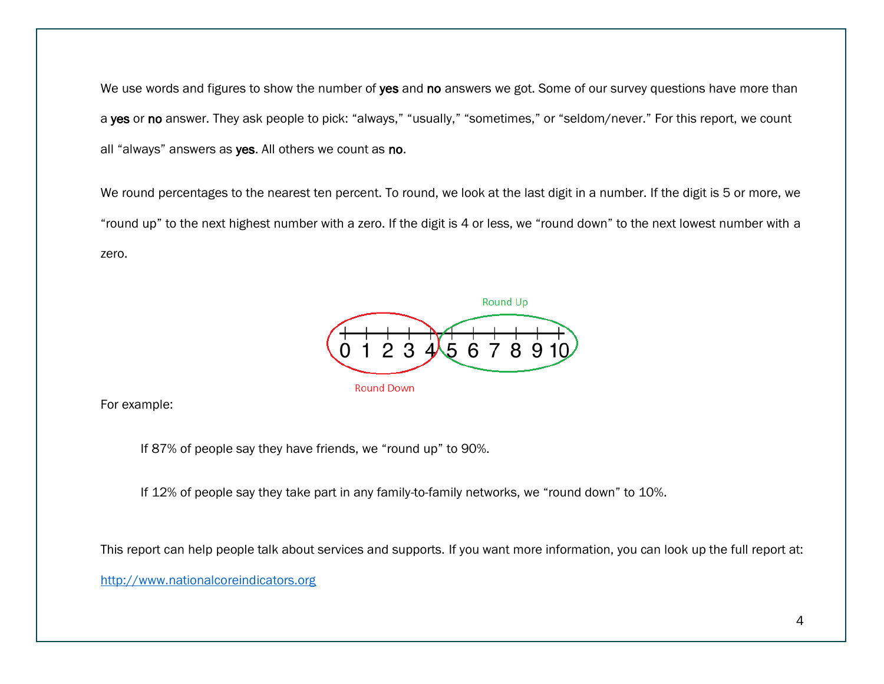We use words and figures to show the number of **yes** and **no** answers we got. Some of our survey questions have more than a **yes** or **no** answer. They ask people to pick: "always," "usually," "sometimes," or "seldom/never." For this report, we count all "always" answers as **yes**. All others we count as **no**.

We round percentages to the nearest ten percent. To round, we look at the last digit in a number. If the digit is 5 or more, we "round up" to the next highest number with a zero. If the digit is 4 or less, we "round down" to the next lowest number with a zero.

Round Up

0 1 2 3 4 5 6 7 8 9 10

Round Down

For example:

> If 87% of people say they have friends, we "round up" to 90%.
>
> If 12% of people say they take part in any family-to-family networks, we "round down" to 10%.

This report can help people talk about services and supports. If you want more information, you can look up the full report at: [http://www.nationalcoreindicators.org](http://www.nationalcoreindicators.org)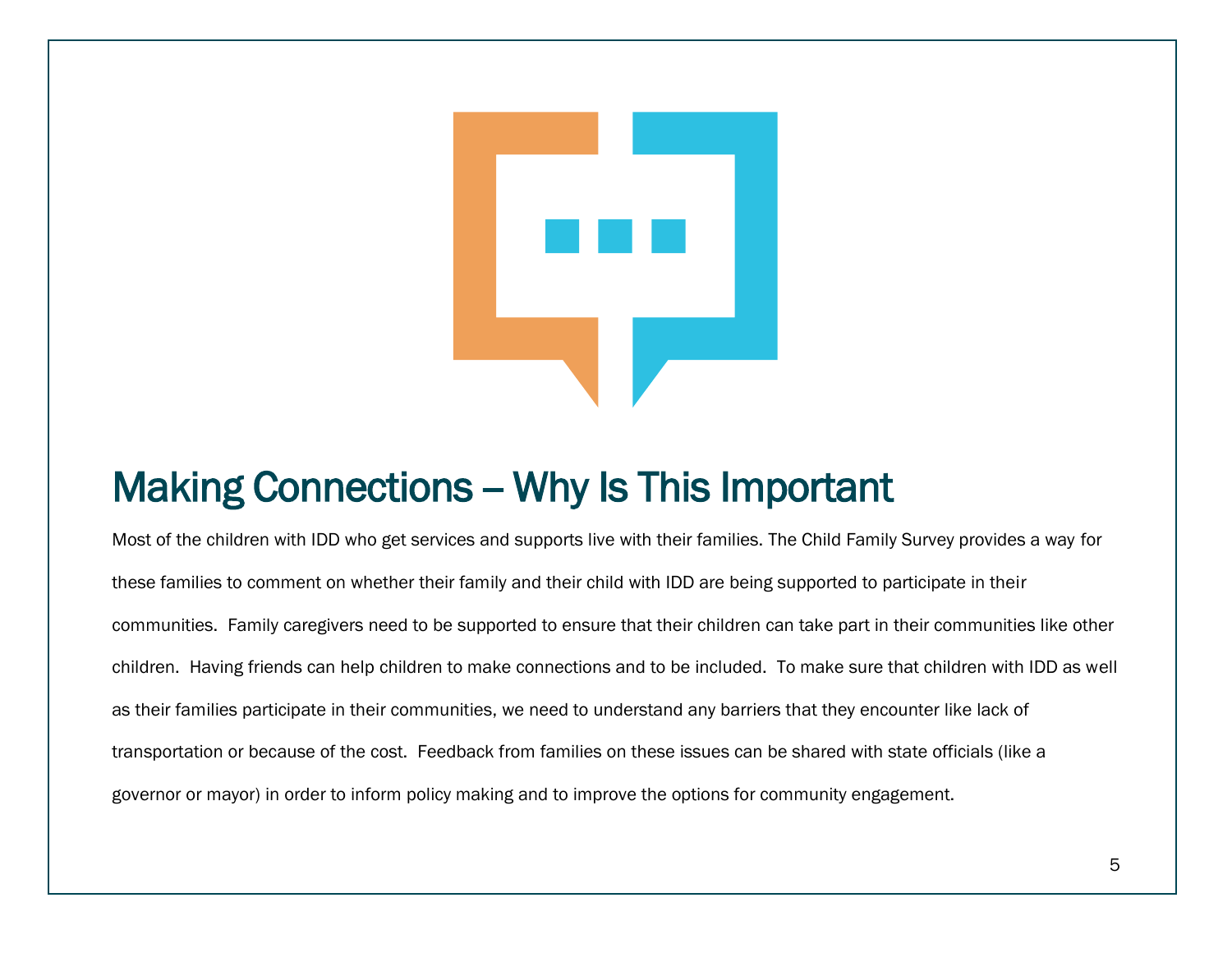# Making Connections – Why Is This Important

Most of the children with IDD who get services and supports live with their families. The Child Family Survey provides a way for these families to comment on whether their family and their child with IDD are being supported to participate in their communities. Family caregivers need to be supported to ensure that their children can take part in their communities like other children. Having friends can help children to make connections and to be included. To make sure that children with IDD as well as their families participate in their communities, we need to understand any barriers that they encounter like lack of transportation or because of the cost. Feedback from families on these issues can be shared with state officials (like a governor or mayor) in order to inform policy making and to improve the options for community engagement.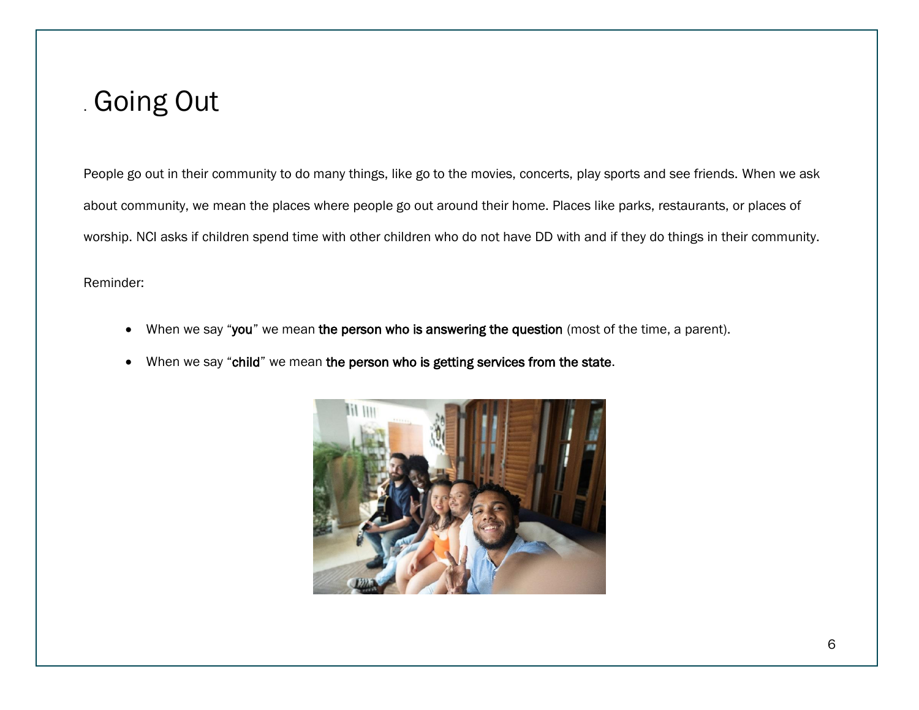# Going Out

People go out in their community to do many things, like go to the movies, concerts, play sports and see friends. When we ask about community, we mean the places where people go out around their home. Places like parks, restaurants, or places of worship. NCI asks if children spend time with other children who do not have DD with and if they do things in their community.

Reminder:

- When we say "**you**" we mean **the person who is answering the question** (most of the time, a parent).
- When we say "**child**" we mean **the person who is getting services from the state**.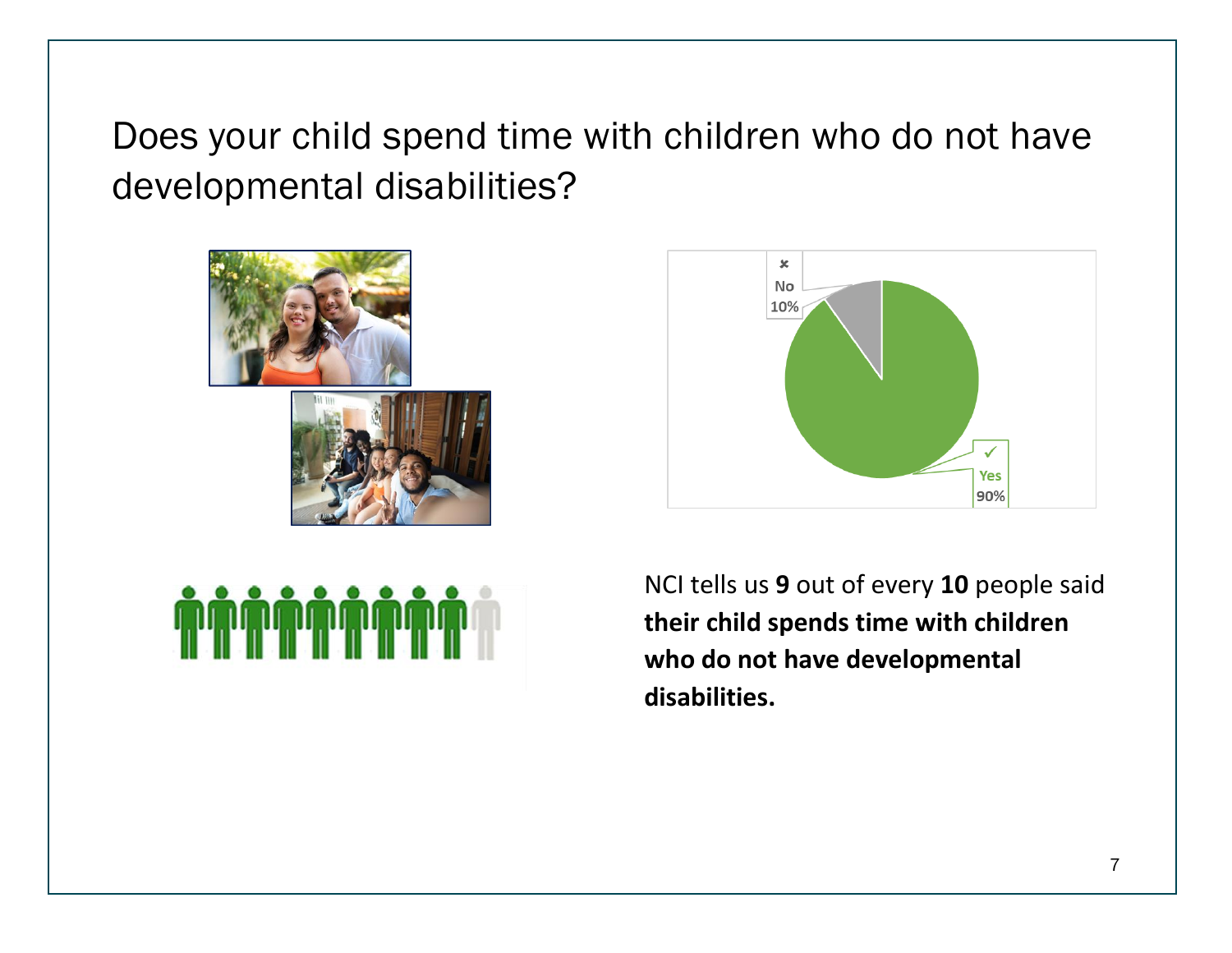# Does your child spend time with children who do not have developmental disabilities?

No 10%

Yes 90%

NCI tells us **9** out of every **10** people said **their child spends time with children who do not have developmental disabilities.**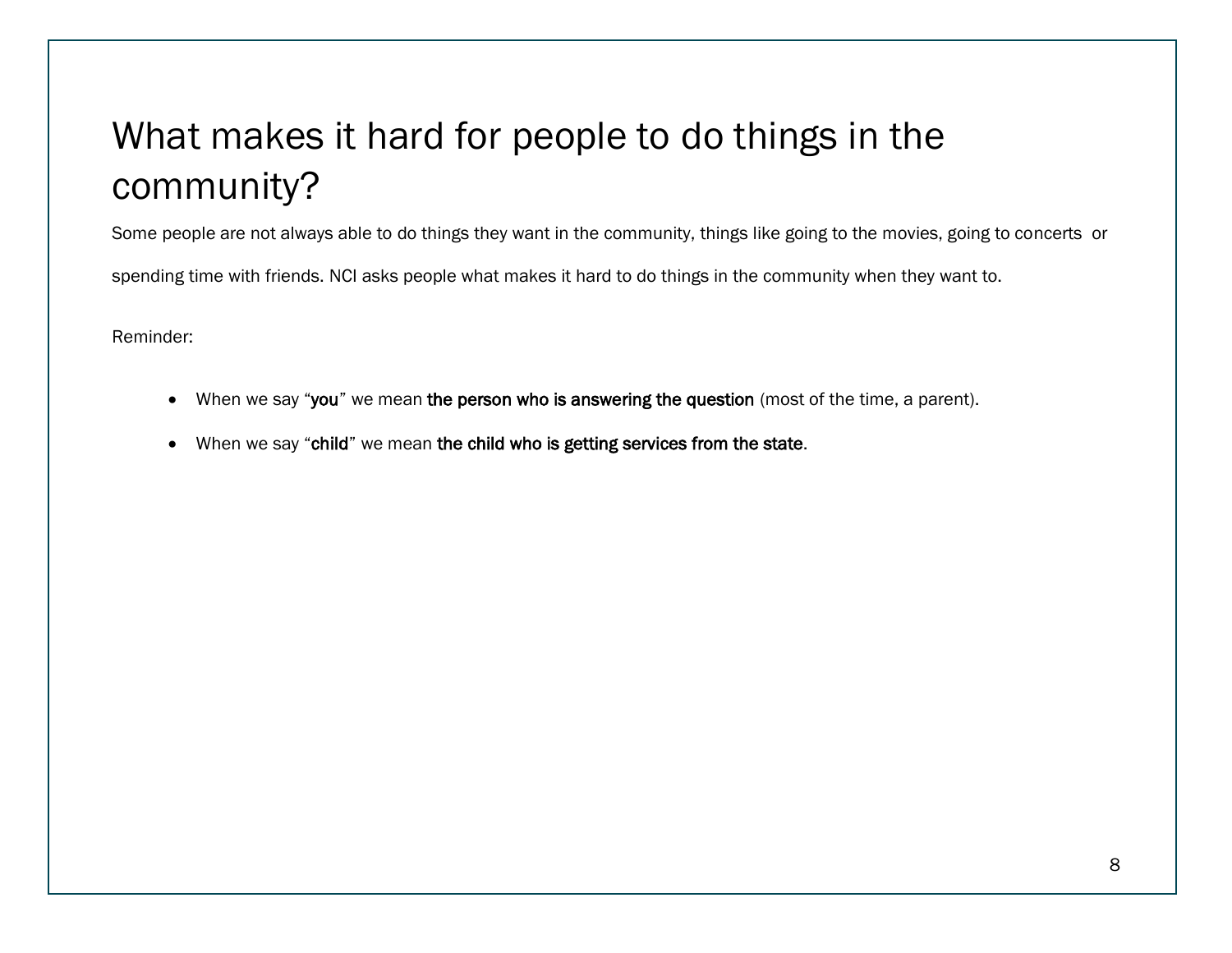# What makes it hard for people to do things in the community?

Some people are not always able to do things they want in the community, things like going to the movies, going to concerts or spending time with friends. NCI asks people what makes it hard to do things in the community when they want to.

Reminder:

- When we say "**you**" we mean **the person who is answering the question** (most of the time, a parent).
- When we say "**child**" we mean **the child who is getting services from the state**.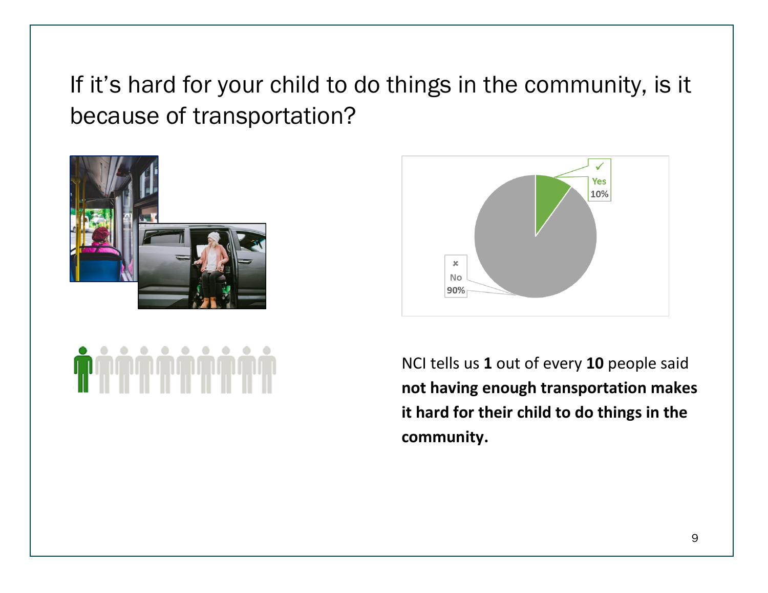# If it's hard for your child to do things in the community, is it because of transportation?

✓ Yes 10%

✗ No 90%

NCI tells us **1** out of every **10** people said **not having enough transportation makes it hard for their child to do things in the community.**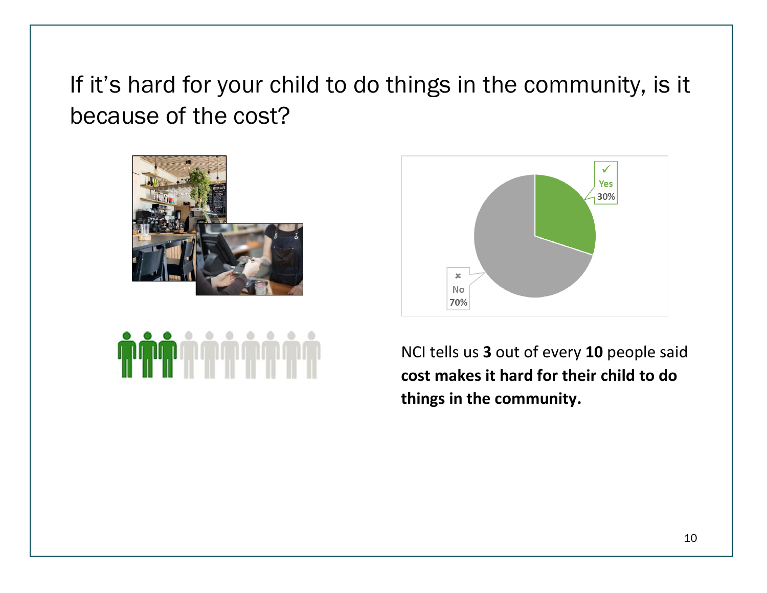# If it's hard for your child to do things in the community, is it because of the cost?

Yes 30%

No 70%

NCI tells us **3** out of every **10** people said **cost makes it hard for their child to do things in the community.**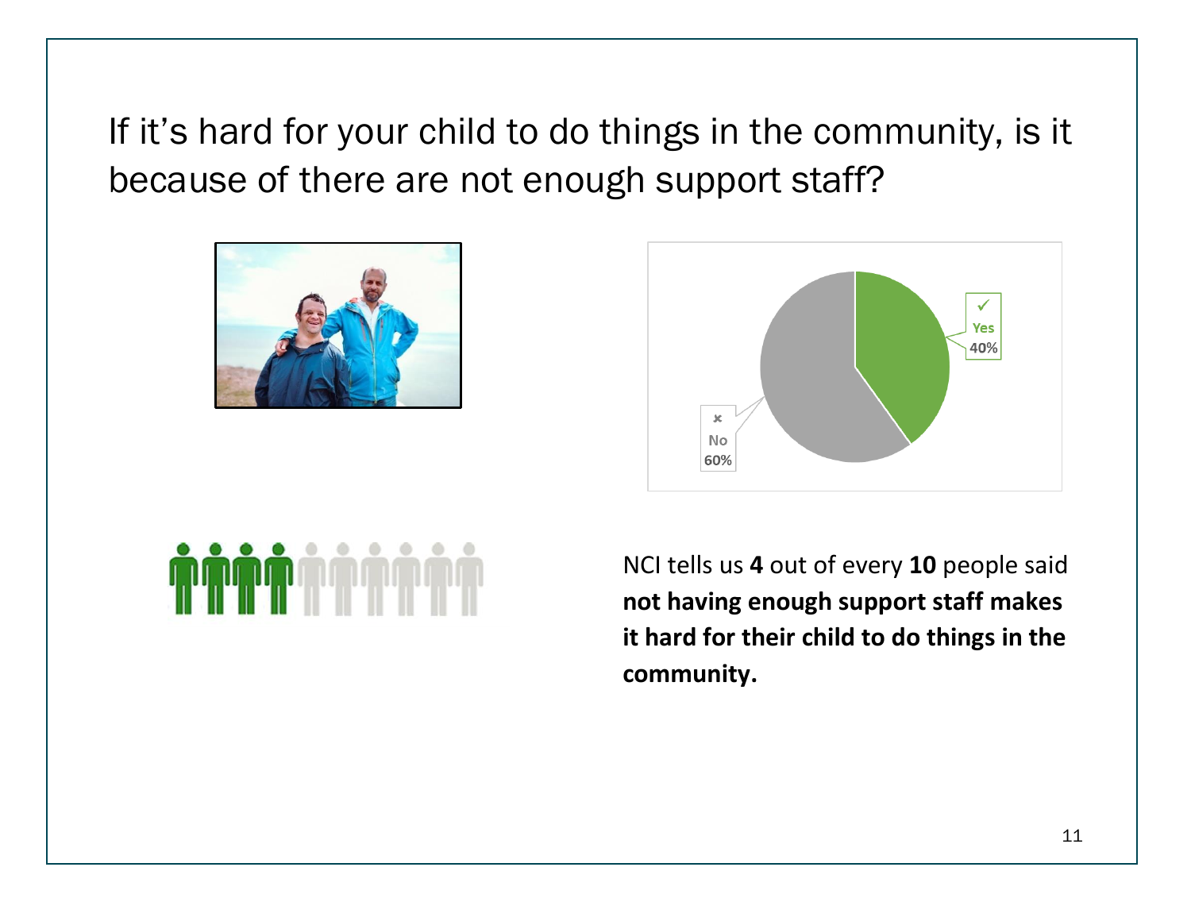# If it's hard for your child to do things in the community, is it because of there are not enough support staff?

Yes 40%

No 60%

NCI tells us **4** out of every **10** people said **not having enough support staff makes it hard for their child to do things in the community.**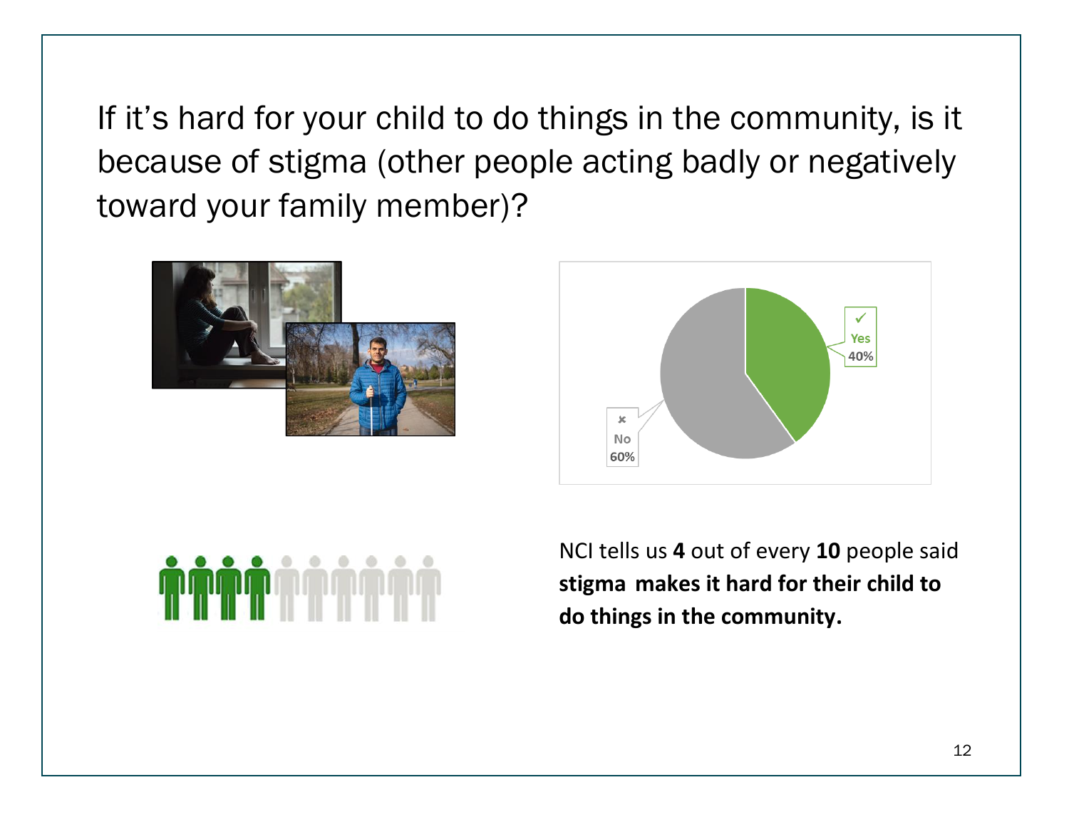# If it's hard for your child to do things in the community, is it because of stigma (other people acting badly or negatively toward your family member)?

✓ Yes 40%

✗ No 60%

NCI tells us **4** out of every **10** people said **stigma makes it hard for their child to do things in the community.**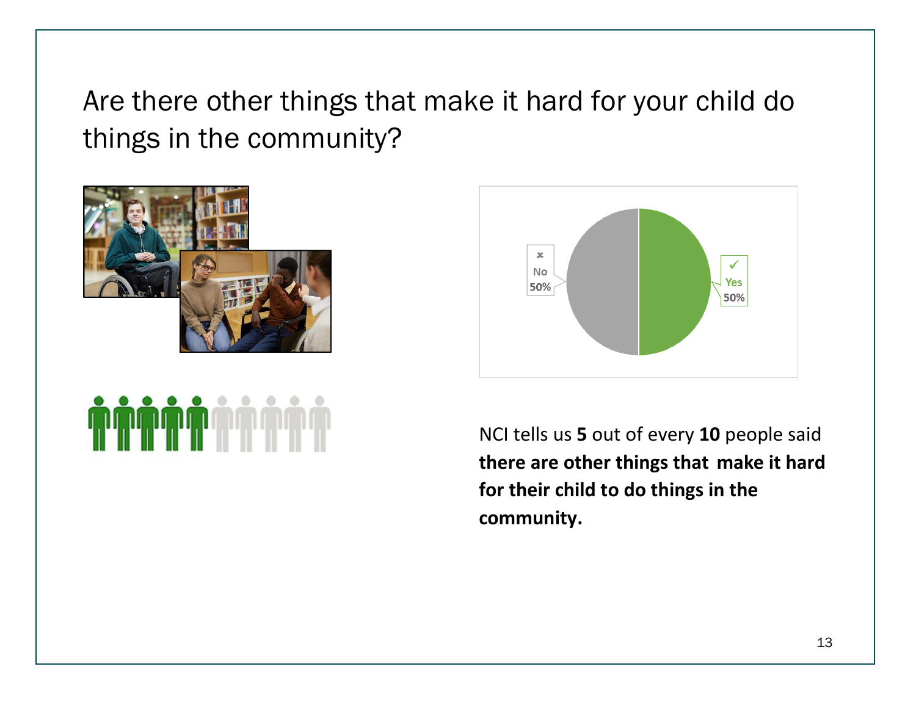# Are there other things that make it hard for your child do things in the community?

No 50%

Yes 50%

NCI tells us **5** out of every **10** people said **there are other things that make it hard for their child to do things in the community.**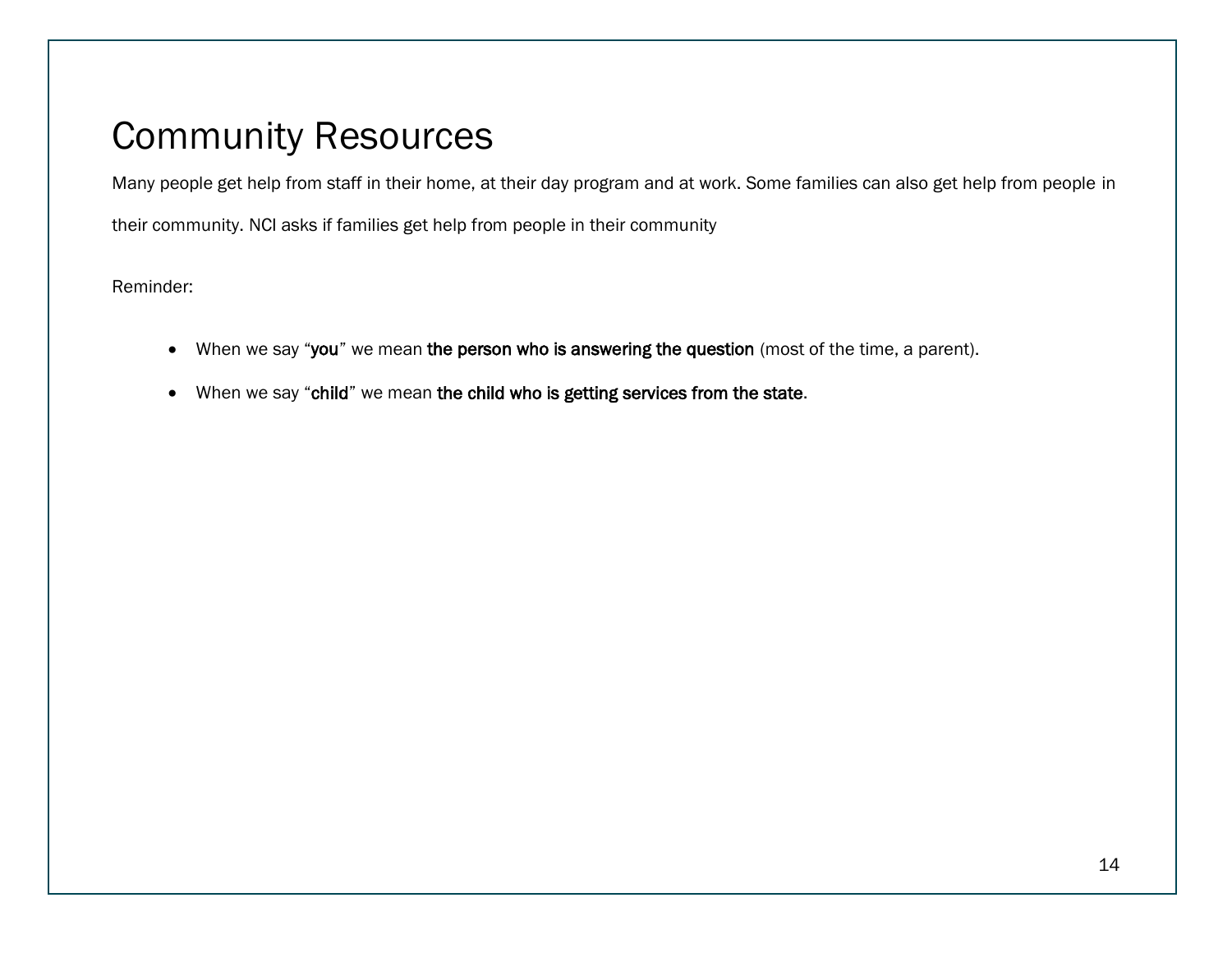# Community Resources

Many people get help from staff in their home, at their day program and at work. Some families can also get help from people in their community. NCI asks if families get help from people in their community

Reminder:

- When we say "**you**" we mean **the person who is answering the question** (most of the time, a parent).
- When we say "**child**" we mean **the child who is getting services from the state**.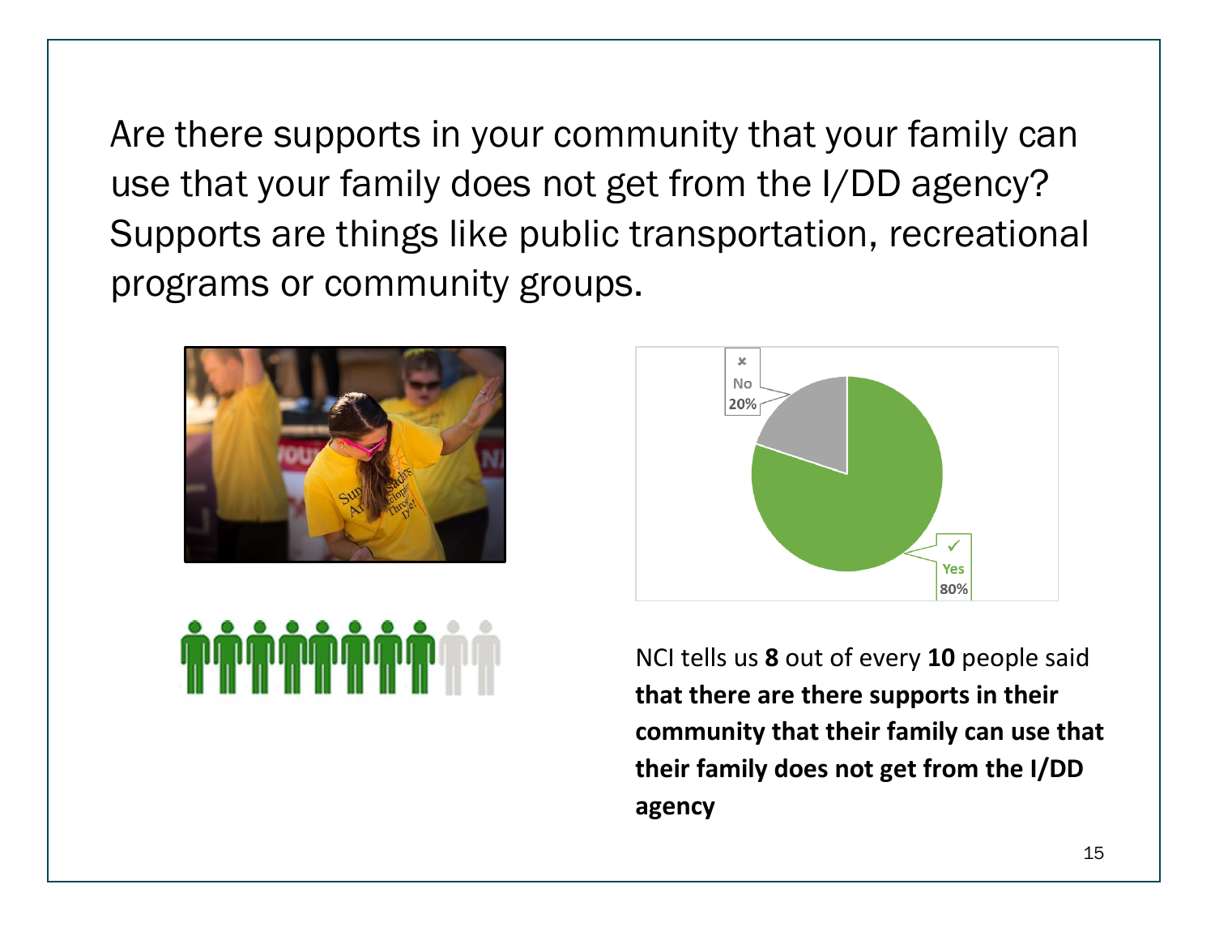Are there supports in your community that your family can use that your family does not get from the I/DD agency? Supports are things like public transportation, recreational programs or community groups.

No 20%

Yes 80%

NCI tells us **8** out of every **10** people said **that there are there supports in their community that their family can use that their family does not get from the I/DD agency**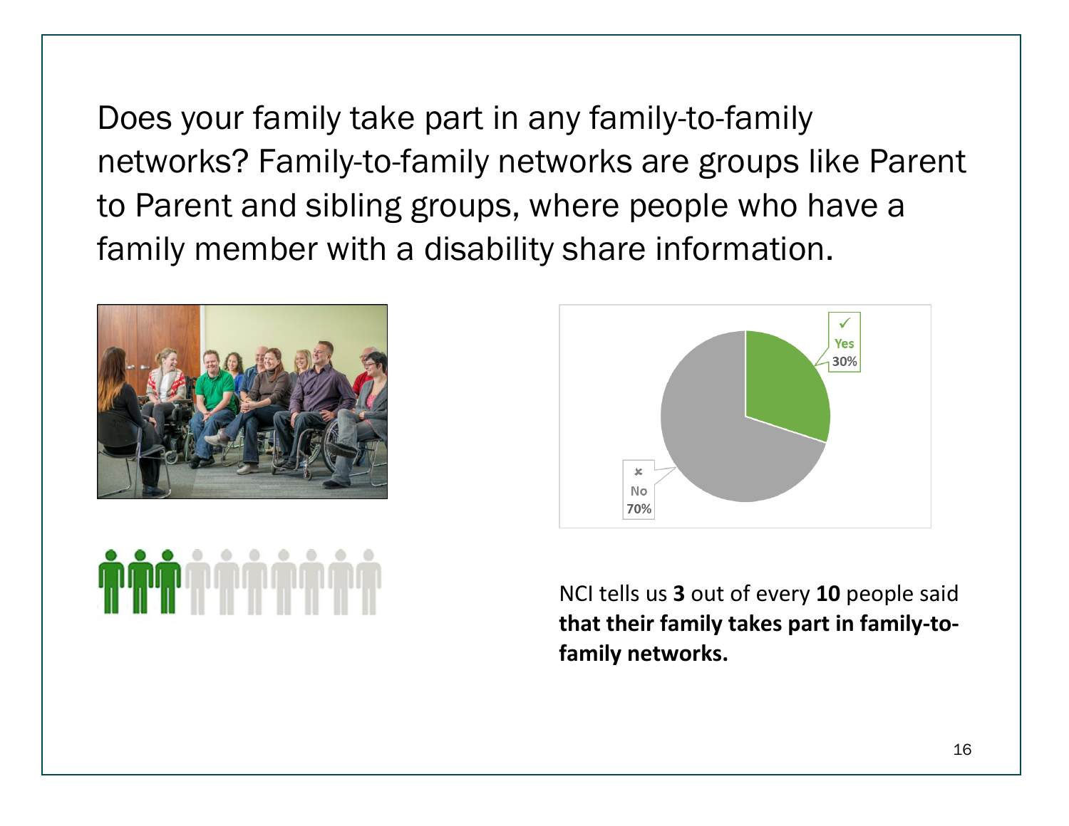Does your family take part in any family-to-family networks? Family-to-family networks are groups like Parent to Parent and sibling groups, where people who have a family member with a disability share information.

✓ Yes 30%

✗ No 70%

NCI tells us **3** out of every **10** people said **that their family takes part in family-to-family networks.**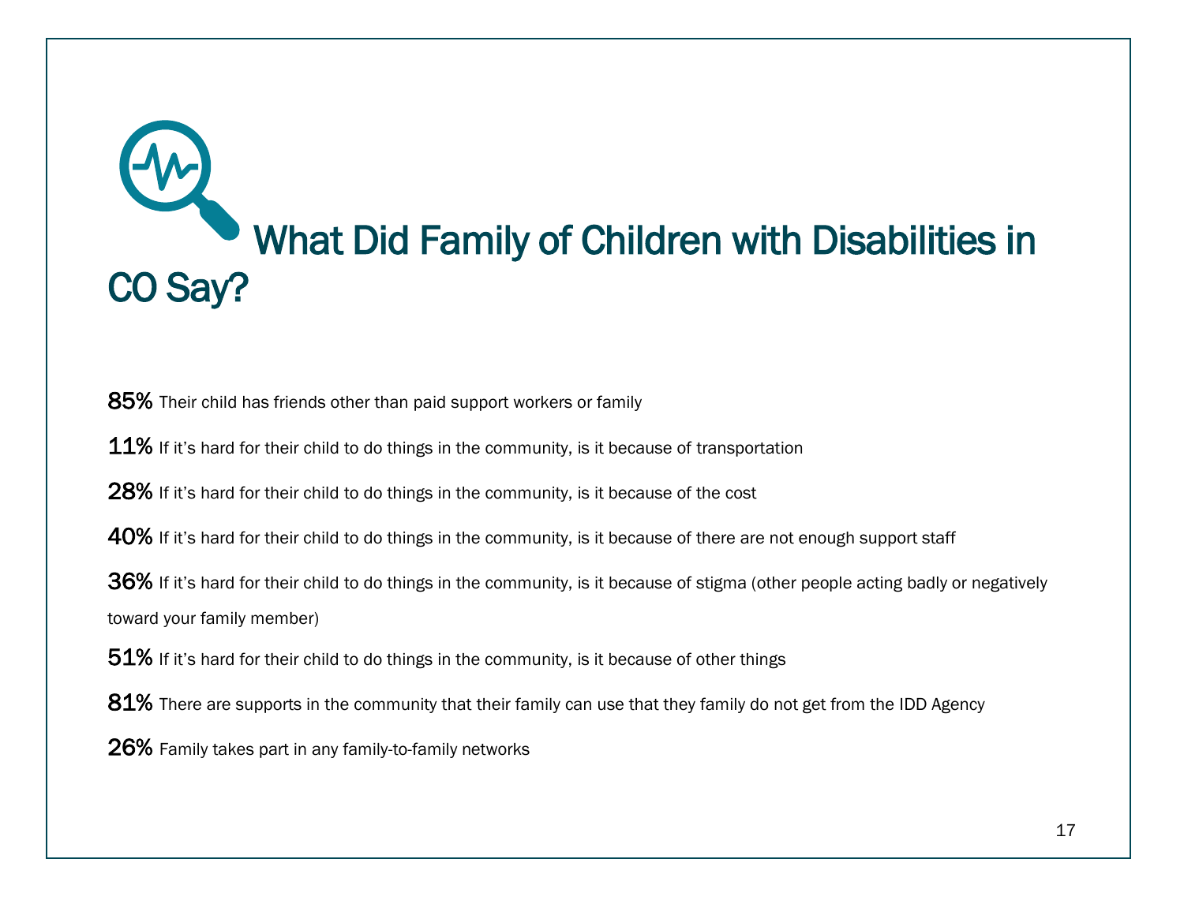# What Did Family of Children with Disabilities in CO Say?

**85%** Their child has friends other than paid support workers or family

**11%** If it's hard for their child to do things in the community, is it because of transportation

**28%** If it's hard for their child to do things in the community, is it because of the cost

**40%** If it's hard for their child to do things in the community, is it because of there are not enough support staff

**36%** If it's hard for their child to do things in the community, is it because of stigma (other people acting badly or negatively toward your family member)

**51%** If it's hard for their child to do things in the community, is it because of other things

**81%** There are supports in the community that their family can use that they family do not get from the IDD Agency

**26%** Family takes part in any family-to-family networks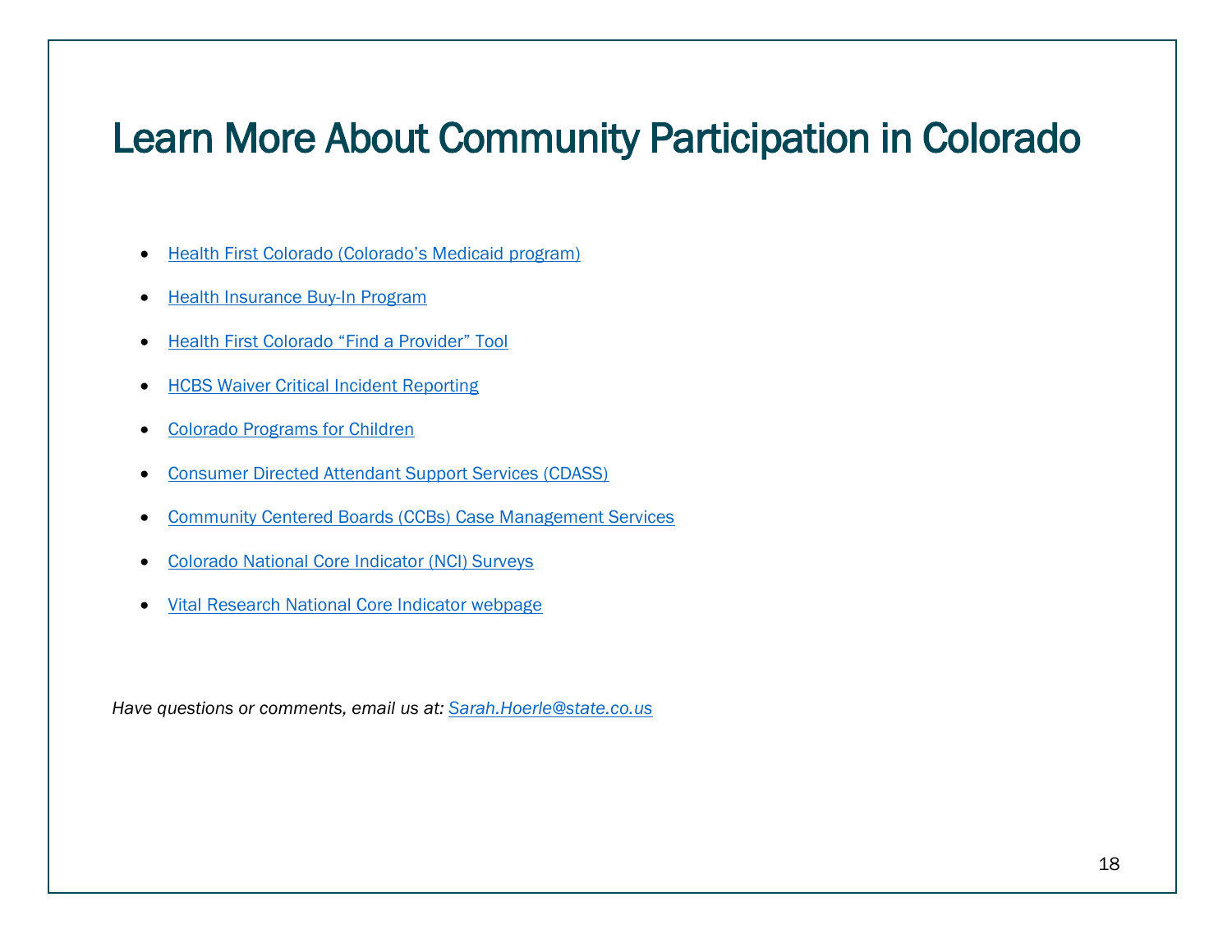# Learn More About Community Participation in Colorado

- Health First Colorado (Colorado's Medicaid program)
- Health Insurance Buy-In Program
- Health First Colorado "Find a Provider" Tool
- HCBS Waiver Critical Incident Reporting
- Colorado Programs for Children
- Consumer Directed Attendant Support Services (CDASS)
- Community Centered Boards (CCBs) Case Management Services
- Colorado National Core Indicator (NCI) Surveys
- Vital Research National Core Indicator webpage

*Have questions or comments, email us at: Sarah.Hoerle@state.co.us*